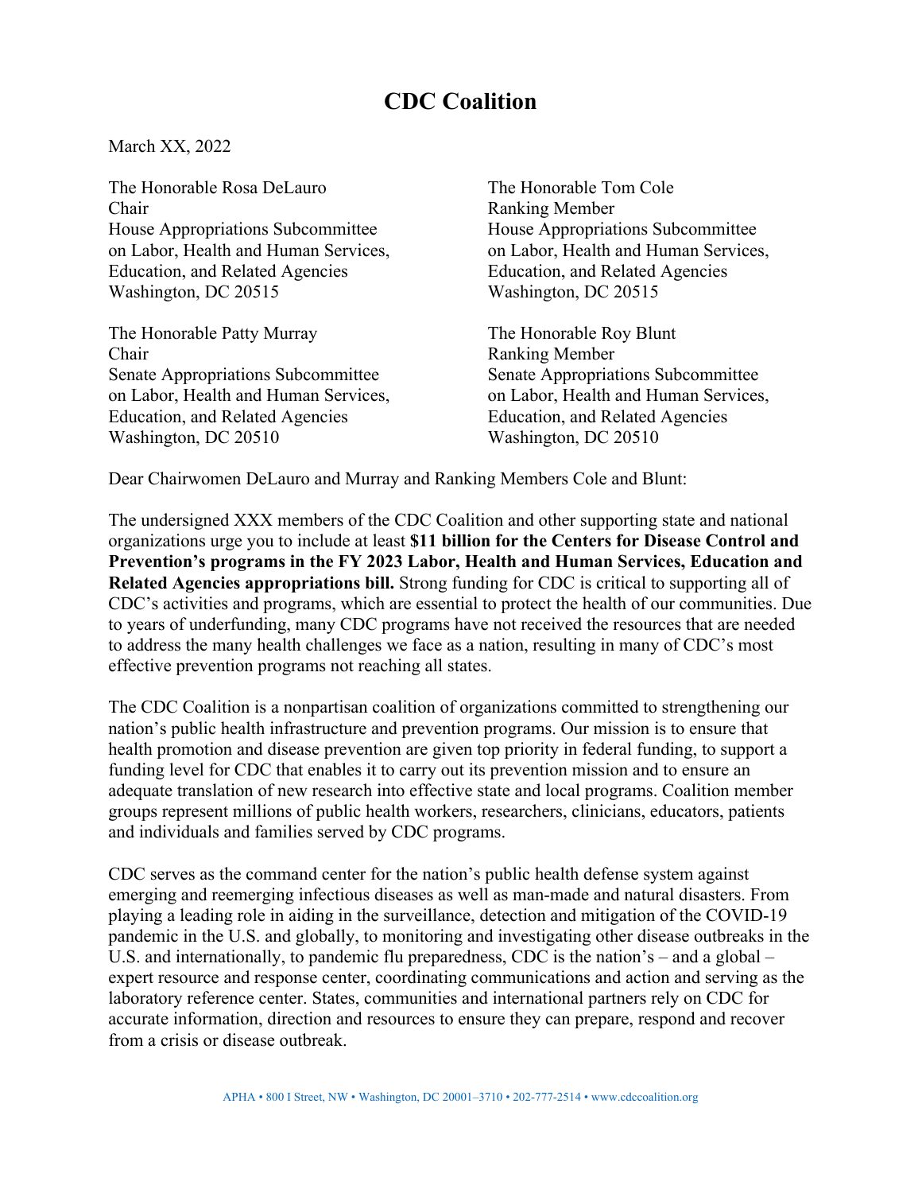# CDC Coalition

March XX, 2022

The Honorable Rosa DeLauro
Chair
House Appropriations Subcommittee
on Labor, Health and Human Services,
Education, and Related Agencies
Washington, DC 20515

The Honorable Tom Cole
Ranking Member
House Appropriations Subcommittee
on Labor, Health and Human Services,
Education, and Related Agencies
Washington, DC 20515

The Honorable Patty Murray
Chair
Senate Appropriations Subcommittee
on Labor, Health and Human Services,
Education, and Related Agencies
Washington, DC 20510

The Honorable Roy Blunt
Ranking Member
Senate Appropriations Subcommittee
on Labor, Health and Human Services,
Education, and Related Agencies
Washington, DC 20510

Dear Chairwomen DeLauro and Murray and Ranking Members Cole and Blunt:

The undersigned XXX members of the CDC Coalition and other supporting state and national organizations urge you to include at least **$11 billion for the Centers for Disease Control and Prevention's programs in the FY 2023 Labor, Health and Human Services, Education and Related Agencies appropriations bill.** Strong funding for CDC is critical to supporting all of CDC's activities and programs, which are essential to protect the health of our communities. Due to years of underfunding, many CDC programs have not received the resources that are needed to address the many health challenges we face as a nation, resulting in many of CDC's most effective prevention programs not reaching all states.

The CDC Coalition is a nonpartisan coalition of organizations committed to strengthening our nation's public health infrastructure and prevention programs. Our mission is to ensure that health promotion and disease prevention are given top priority in federal funding, to support a funding level for CDC that enables it to carry out its prevention mission and to ensure an adequate translation of new research into effective state and local programs. Coalition member groups represent millions of public health workers, researchers, clinicians, educators, patients and individuals and families served by CDC programs.

CDC serves as the command center for the nation's public health defense system against emerging and reemerging infectious diseases as well as man-made and natural disasters. From playing a leading role in aiding in the surveillance, detection and mitigation of the COVID-19 pandemic in the U.S. and globally, to monitoring and investigating other disease outbreaks in the U.S. and internationally, to pandemic flu preparedness, CDC is the nation's – and a global – expert resource and response center, coordinating communications and action and serving as the laboratory reference center. States, communities and international partners rely on CDC for accurate information, direction and resources to ensure they can prepare, respond and recover from a crisis or disease outbreak.

APHA • 800 I Street, NW • Washington, DC 20001–3710 • 202-777-2514 • www.cdccoalition.org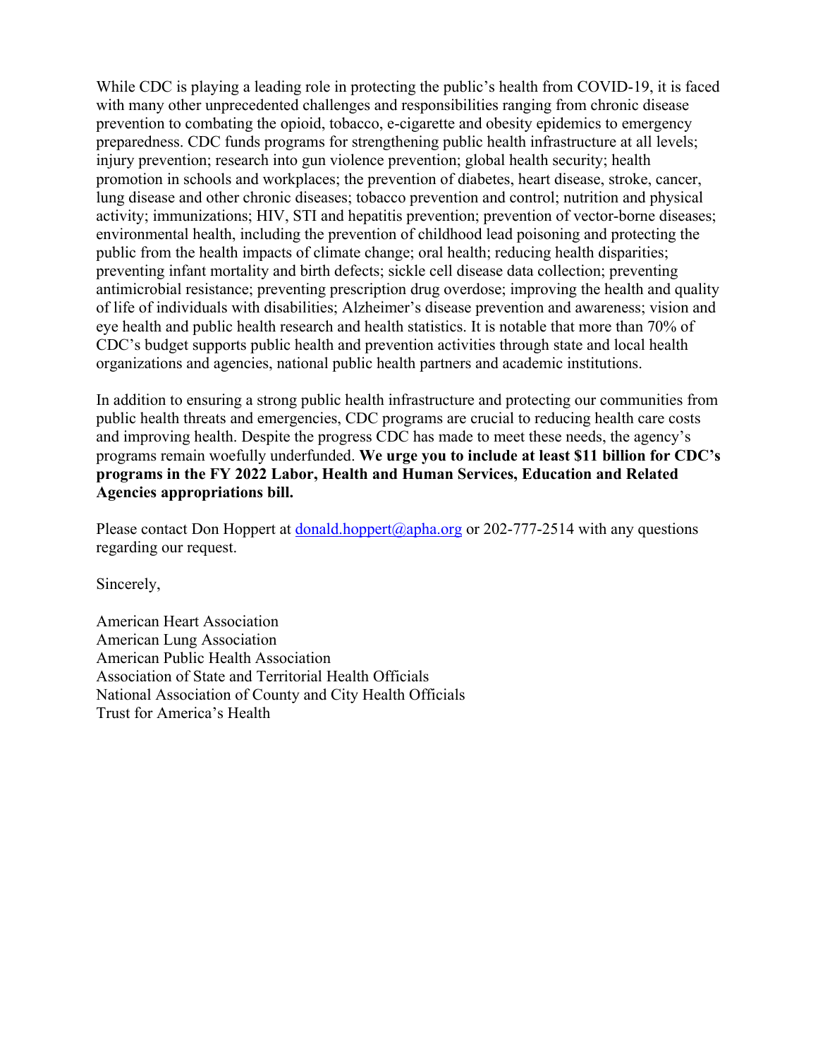While CDC is playing a leading role in protecting the public's health from COVID-19, it is faced with many other unprecedented challenges and responsibilities ranging from chronic disease prevention to combating the opioid, tobacco, e-cigarette and obesity epidemics to emergency preparedness. CDC funds programs for strengthening public health infrastructure at all levels; injury prevention; research into gun violence prevention; global health security; health promotion in schools and workplaces; the prevention of diabetes, heart disease, stroke, cancer, lung disease and other chronic diseases; tobacco prevention and control; nutrition and physical activity; immunizations; HIV, STI and hepatitis prevention; prevention of vector-borne diseases; environmental health, including the prevention of childhood lead poisoning and protecting the public from the health impacts of climate change; oral health; reducing health disparities; preventing infant mortality and birth defects; sickle cell disease data collection; preventing antimicrobial resistance; preventing prescription drug overdose; improving the health and quality of life of individuals with disabilities; Alzheimer's disease prevention and awareness; vision and eye health and public health research and health statistics. It is notable that more than 70% of CDC's budget supports public health and prevention activities through state and local health organizations and agencies, national public health partners and academic institutions.

In addition to ensuring a strong public health infrastructure and protecting our communities from public health threats and emergencies, CDC programs are crucial to reducing health care costs and improving health. Despite the progress CDC has made to meet these needs, the agency's programs remain woefully underfunded. **We urge you to include at least $11 billion for CDC's programs in the FY 2022 Labor, Health and Human Services, Education and Related Agencies appropriations bill.**

Please contact Don Hoppert at donald.hoppert@apha.org or 202-777-2514 with any questions regarding our request.

Sincerely,

American Heart Association
American Lung Association
American Public Health Association
Association of State and Territorial Health Officials
National Association of County and City Health Officials
Trust for America's Health